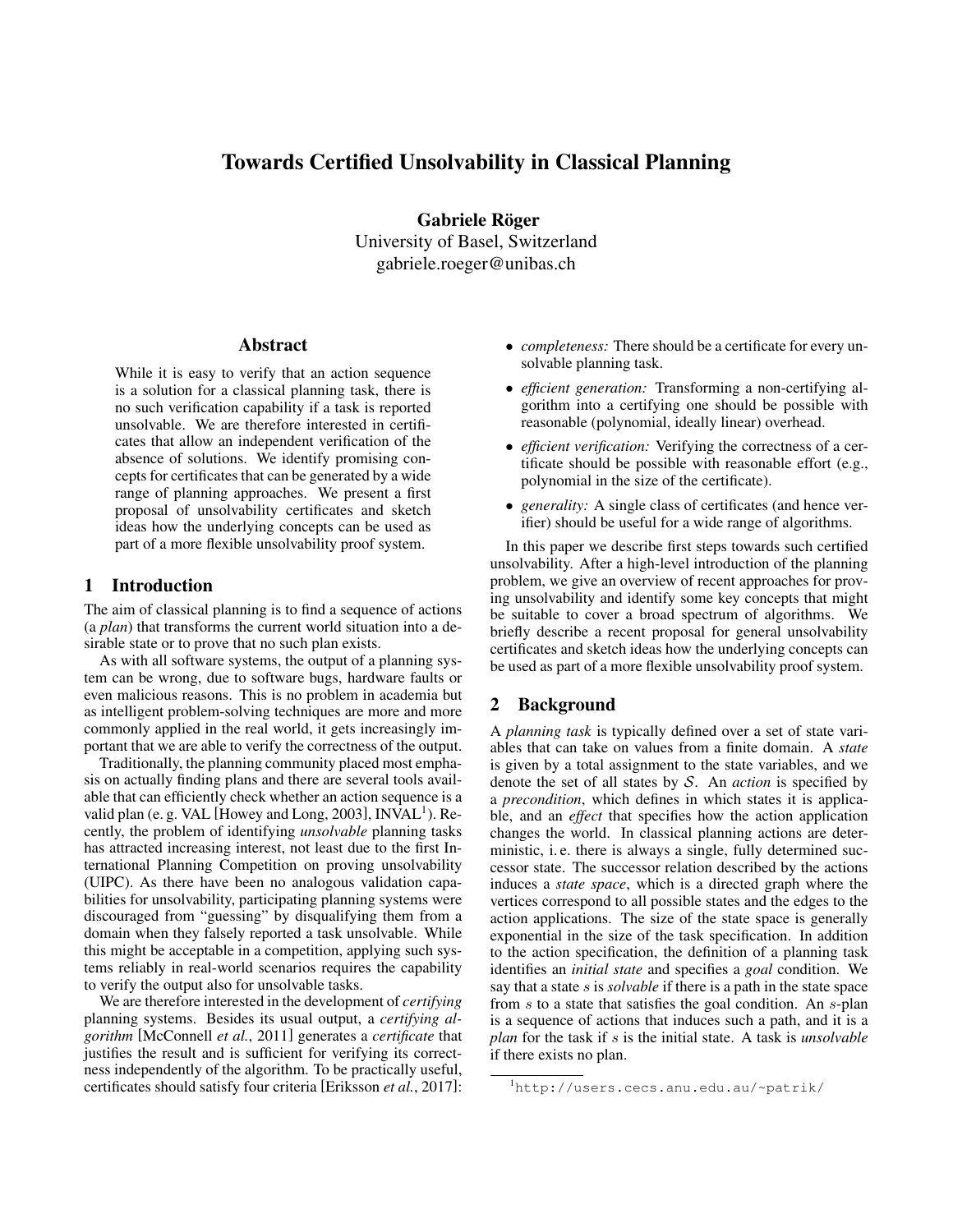# Towards Certified Unsolvability in Classical Planning

**Gabriele Röger**
University of Basel, Switzerland
gabriele.roeger@unibas.ch

## Abstract

While it is easy to verify that an action sequence is a solution for a classical planning task, there is no such verification capability if a task is reported unsolvable. We are therefore interested in certificates that allow an independent verification of the absence of solutions. We identify promising concepts for certificates that can be generated by a wide range of planning approaches. We present a first proposal of unsolvability certificates and sketch ideas how the underlying concepts can be used as part of a more flexible unsolvability proof system.

## 1 Introduction

The aim of classical planning is to find a sequence of actions (a *plan*) that transforms the current world situation into a desirable state or to prove that no such plan exists.

As with all software systems, the output of a planning system can be wrong, due to software bugs, hardware faults or even malicious reasons. This is no problem in academia but as intelligent problem-solving techniques are more and more commonly applied in the real world, it gets increasingly important that we are able to verify the correctness of the output.

Traditionally, the planning community placed most emphasis on actually finding plans and there are several tools available that can efficiently check whether an action sequence is a valid plan (e. g. VAL [Howey and Long, 2003], INVAL[1]). Recently, the problem of identifying *unsolvable* planning tasks has attracted increasing interest, not least due to the first International Planning Competition on proving unsolvability (UIPC). As there have been no analogous validation capabilities for unsolvability, participating planning systems were discouraged from "guessing" by disqualifying them from a domain when they falsely reported a task unsolvable. While this might be acceptable in a competition, applying such systems reliably in real-world scenarios requires the capability to verify the output also for unsolvable tasks.

We are therefore interested in the development of *certifying* planning systems. Besides its usual output, a *certifying algorithm* [McConnell *et al.*, 2011] generates a *certificate* that justifies the result and is sufficient for verifying its correctness independently of the algorithm. To be practically useful, certificates should satisfy four criteria [Eriksson *et al.*, 2017]:

- *completeness:* There should be a certificate for every unsolvable planning task.
- *efficient generation:* Transforming a non-certifying algorithm into a certifying one should be possible with reasonable (polynomial, ideally linear) overhead.
- *efficient verification:* Verifying the correctness of a certificate should be possible with reasonable effort (e.g., polynomial in the size of the certificate).
- *generality:* A single class of certificates (and hence verifier) should be useful for a wide range of algorithms.

In this paper we describe first steps towards such certified unsolvability. After a high-level introduction of the planning problem, we give an overview of recent approaches for proving unsolvability and identify some key concepts that might be suitable to cover a broad spectrum of algorithms. We briefly describe a recent proposal for general unsolvability certificates and sketch ideas how the underlying concepts can be used as part of a more flexible unsolvability proof system.

## 2 Background

A *planning task* is typically defined over a set of state variables that can take on values from a finite domain. A *state* is given by a total assignment to the state variables, and we denote the set of all states by $\mathcal{S}$. An *action* is specified by a *precondition*, which defines in which states it is applicable, and an *effect* that specifies how the action application changes the world. In classical planning actions are deterministic, i. e. there is always a single, fully determined successor state. The successor relation described by the actions induces a *state space*, which is a directed graph where the vertices correspond to all possible states and the edges to the action applications. The size of the state space is generally exponential in the size of the task specification. In addition to the action specification, the definition of a planning task identifies an *initial state* and specifies a *goal* condition. We say that a state $s$ is *solvable* if there is a path in the state space from $s$ to a state that satisfies the goal condition. An $s$-plan is a sequence of actions that induces such a path, and it is a *plan* for the task if $s$ is the initial state. A task is *unsolvable* if there exists no plan.

[1] http://users.cecs.anu.edu.au/~patrik/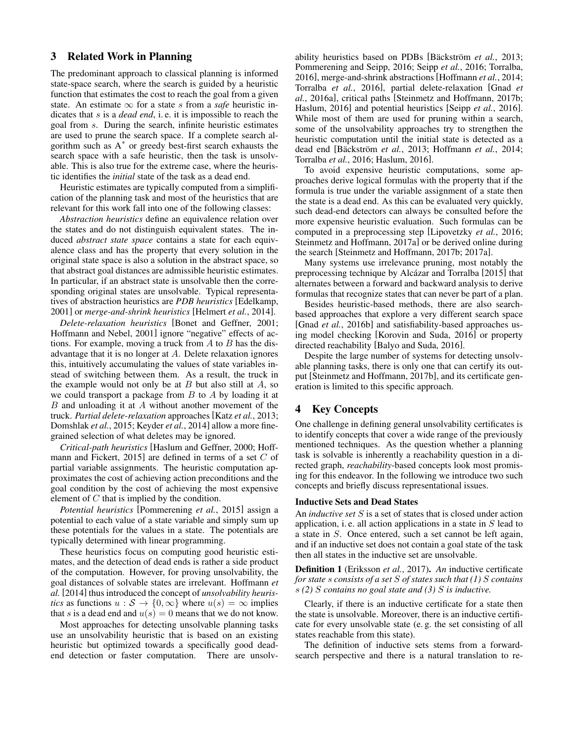## 3 Related Work in Planning

The predominant approach to classical planning is informed state-space search, where the search is guided by a heuristic function that estimates the cost to reach the goal from a given state. An estimate $\infty$ for a state $s$ from a *safe* heuristic indicates that $s$ is a *dead end*, i. e. it is impossible to reach the goal from $s$. During the search, infinite heuristic estimates are used to prune the search space. If a complete search algorithm such as $A^*$ or greedy best-first search exhausts the search space with a safe heuristic, then the task is unsolvable. This is also true for the extreme case, where the heuristic identifies the *initial* state of the task as a dead end.

Heuristic estimates are typically computed from a simplification of the planning task and most of the heuristics that are relevant for this work fall into one of the following classes:

*Abstraction heuristics* define an equivalence relation over the states and do not distinguish equivalent states. The induced *abstract state space* contains a state for each equivalence class and has the property that every solution in the original state space is also a solution in the abstract space, so that abstract goal distances are admissible heuristic estimates. In particular, if an abstract state is unsolvable then the corresponding original states are unsolvable. Typical representatives of abstraction heuristics are *PDB heuristics* [Edelkamp, 2001] or *merge-and-shrink heuristics* [Helmert *et al.*, 2014].

*Delete-relaxation heuristics* [Bonet and Geffner, 2001; Hoffmann and Nebel, 2001] ignore "negative" effects of actions. For example, moving a truck from $A$ to $B$ has the disadvantage that it is no longer at $A$. Delete relaxation ignores this, intuitively accumulating the values of state variables instead of switching between them. As a result, the truck in the example would not only be at $B$ but also still at $A$, so we could transport a package from $B$ to $A$ by loading it at $B$ and unloading it at $A$ without another movement of the truck. *Partial delete-relaxation* approaches [Katz *et al.*, 2013; Domshlak *et al.*, 2015; Keyder *et al.*, 2014] allow a more fine-grained selection of what deletes may be ignored.

*Critical-path heuristics* [Haslum and Geffner, 2000; Hoffmann and Fickert, 2015] are defined in terms of a set $C$ of partial variable assignments. The heuristic computation approximates the cost of achieving action preconditions and the goal condition by the cost of achieving the most expensive element of $C$ that is implied by the condition.

*Potential heuristics* [Pommerening *et al.*, 2015] assign a potential to each value of a state variable and simply sum up these potentials for the values in a state. The potentials are typically determined with linear programming.

These heuristics focus on computing good heuristic estimates, and the detection of dead ends is rather a side product of the computation. However, for proving unsolvability, the goal distances of solvable states are irrelevant. Hoffmann *et al.* [2014] thus introduced the concept of *unsolvability heuristics* as functions $u : \mathcal{S} \to \{0, \infty\}$ where $u(s) = \infty$ implies that $s$ is a dead end and $u(s) = 0$ means that we do not know.

Most approaches for detecting unsolvable planning tasks use an unsolvability heuristic that is based on an existing heuristic but optimized towards a specifically good dead-end detection or faster computation. There are unsolvability heuristics based on PDBs [Bäckström *et al.*, 2013; Pommerening and Seipp, 2016; Seipp *et al.*, 2016; Torralba, 2016], merge-and-shrink abstractions [Hoffmann *et al.*, 2014; Torralba *et al.*, 2016], partial delete-relaxation [Gnad *et al.*, 2016a], critical paths [Steinmetz and Hoffmann, 2017b; Haslum, 2016] and potential heuristics [Seipp *et al.*, 2016]. While most of them are used for pruning within a search, some of the unsolvability approaches try to strengthen the heuristic computation until the initial state is detected as a dead end [Bäckström *et al.*, 2013; Hoffmann *et al.*, 2014; Torralba *et al.*, 2016; Haslum, 2016].

To avoid expensive heuristic computations, some approaches derive logical formulas with the property that if the formula is true under the variable assignment of a state then the state is a dead end. As this can be evaluated very quickly, such dead-end detectors can always be consulted before the more expensive heuristic evaluation. Such formulas can be computed in a preprocessing step [Lipovetzky *et al.*, 2016; Steinmetz and Hoffmann, 2017a] or be derived online during the search [Steinmetz and Hoffmann, 2017b; 2017a].

Many systems use irrelevance pruning, most notably the preprocessing technique by Alcázar and Torralba [2015] that alternates between a forward and backward analysis to derive formulas that recognize states that can never be part of a plan.

Besides heuristic-based methods, there are also search-based approaches that explore a very different search space [Gnad *et al.*, 2016b] and satisfiability-based approaches using model checking [Korovin and Suda, 2016] or property directed reachability [Balyo and Suda, 2016].

Despite the large number of systems for detecting unsolvable planning tasks, there is only one that can certify its output [Steinmetz and Hoffmann, 2017b], and its certificate generation is limited to this specific approach.

## 4 Key Concepts

One challenge in defining general unsolvability certificates is to identify concepts that cover a wide range of the previously mentioned techniques. As the question whether a planning task is solvable is inherently a reachability question in a directed graph, *reachability*-based concepts look most promising for this endeavor. In the following we introduce two such concepts and briefly discuss representational issues.

### Inductive Sets and Dead States

An *inductive set* $S$ is a set of states that is closed under action application, i. e. all action applications in a state in $S$ lead to a state in $S$. Once entered, such a set cannot be left again, and if an inductive set does not contain a goal state of the task then all states in the inductive set are unsolvable.

**Definition 1** (Eriksson *et al.*, 2017). *An* inductive certificate *for state $s$ consists of a set $S$ of states such that (1) $S$ contains $s$ (2) $S$ contains no goal state and (3) $S$ is inductive.*

Clearly, if there is an inductive certificate for a state then the state is unsolvable. Moreover, there is an inductive certificate for every unsolvable state (e. g. the set consisting of all states reachable from this state).

The definition of inductive sets stems from a forward-search perspective and there is a natural translation to re-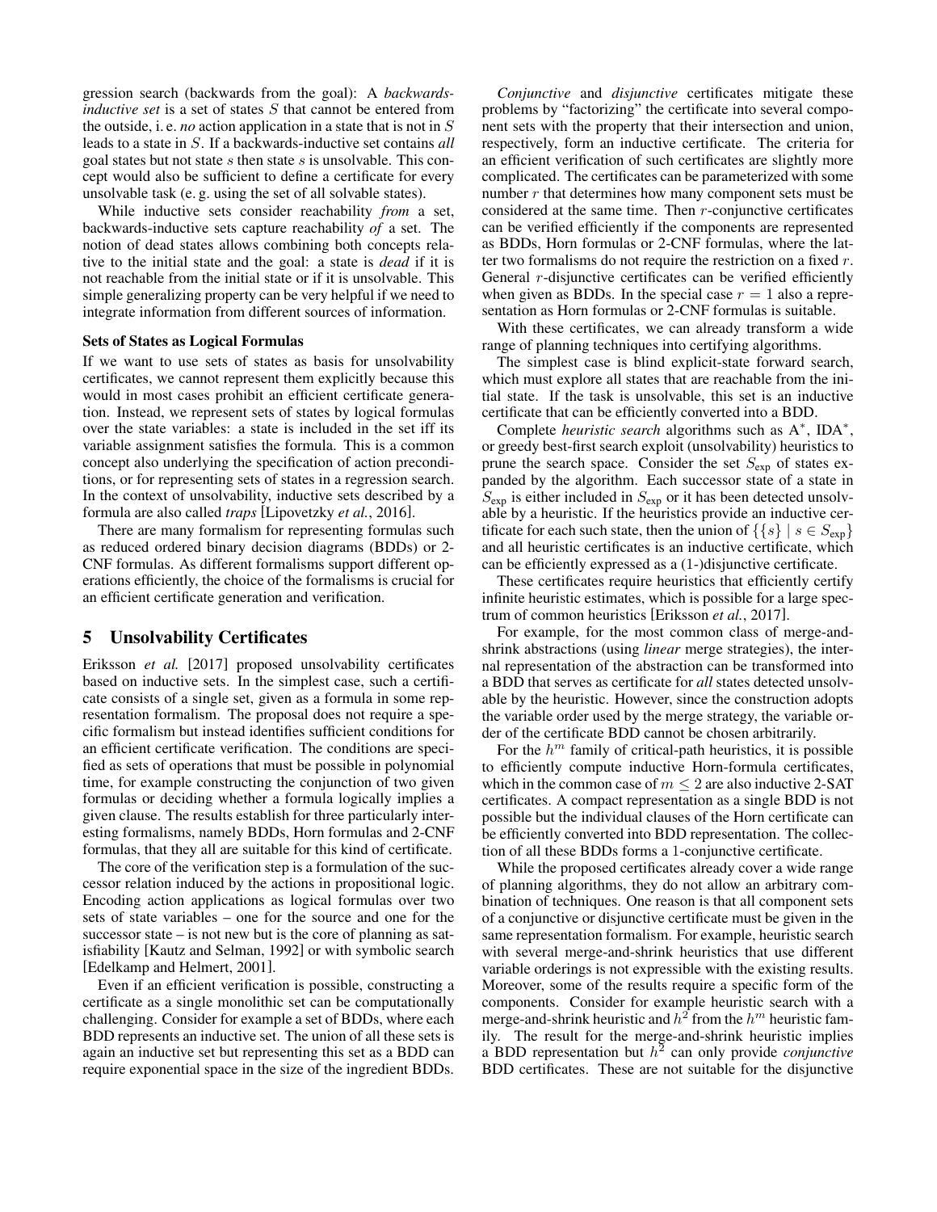gression search (backwards from the goal): A *backwards-inductive set* is a set of states $S$ that cannot be entered from the outside, i. e. *no* action application in a state that is not in $S$ leads to a state in $S$. If a backwards-inductive set contains *all* goal states but not state $s$ then state $s$ is unsolvable. This concept would also be sufficient to define a certificate for every unsolvable task (e. g. using the set of all solvable states).

While inductive sets consider reachability *from* a set, backwards-inductive sets capture reachability *of* a set. The notion of dead states allows combining both concepts relative to the initial state and the goal: a state is *dead* if it is not reachable from the initial state or if it is unsolvable. This simple generalizing property can be very helpful if we need to integrate information from different sources of information.

### Sets of States as Logical Formulas

If we want to use sets of states as basis for unsolvability certificates, we cannot represent them explicitly because this would in most cases prohibit an efficient certificate generation. Instead, we represent sets of states by logical formulas over the state variables: a state is included in the set iff its variable assignment satisfies the formula. This is a common concept also underlying the specification of action preconditions, or for representing sets of states in a regression search. In the context of unsolvability, inductive sets described by a formula are also called *traps* [Lipovetzky *et al.*, 2016].

There are many formalism for representing formulas such as reduced ordered binary decision diagrams (BDDs) or 2-CNF formulas. As different formalisms support different operations efficiently, the choice of the formalisms is crucial for an efficient certificate generation and verification.

## 5 Unsolvability Certificates

Eriksson *et al.* [2017] proposed unsolvability certificates based on inductive sets. In the simplest case, such a certificate consists of a single set, given as a formula in some representation formalism. The proposal does not require a specific formalism but instead identifies sufficient conditions for an efficient certificate verification. The conditions are specified as sets of operations that must be possible in polynomial time, for example constructing the conjunction of two given formulas or deciding whether a formula logically implies a given clause. The results establish for three particularly interesting formalisms, namely BDDs, Horn formulas and 2-CNF formulas, that they all are suitable for this kind of certificate.

The core of the verification step is a formulation of the successor relation induced by the actions in propositional logic. Encoding action applications as logical formulas over two sets of state variables – one for the source and one for the successor state – is not new but is the core of planning as satisfiability [Kautz and Selman, 1992] or with symbolic search [Edelkamp and Helmert, 2001].

Even if an efficient verification is possible, constructing a certificate as a single monolithic set can be computationally challenging. Consider for example a set of BDDs, where each BDD represents an inductive set. The union of all these sets is again an inductive set but representing this set as a BDD can require exponential space in the size of the ingredient BDDs.

*Conjunctive* and *disjunctive* certificates mitigate these problems by "factorizing" the certificate into several component sets with the property that their intersection and union, respectively, form an inductive certificate. The criteria for an efficient verification of such certificates are slightly more complicated. The certificates can be parameterized with some number $r$ that determines how many component sets must be considered at the same time. Then $r$-conjunctive certificates can be verified efficiently if the components are represented as BDDs, Horn formulas or 2-CNF formulas, where the latter two formalisms do not require the restriction on a fixed $r$. General $r$-disjunctive certificates can be verified efficiently when given as BDDs. In the special case $r = 1$ also a representation as Horn formulas or 2-CNF formulas is suitable.

With these certificates, we can already transform a wide range of planning techniques into certifying algorithms.

The simplest case is blind explicit-state forward search, which must explore all states that are reachable from the initial state. If the task is unsolvable, this set is an inductive certificate that can be efficiently converted into a BDD.

Complete *heuristic search* algorithms such as A$^*$, IDA$^*$, or greedy best-first search exploit (unsolvability) heuristics to prune the search space. Consider the set $S_{\text{exp}}$ of states expanded by the algorithm. Each successor state of a state in $S_{\text{exp}}$ is either included in $S_{\text{exp}}$ or it has been detected unsolvable by a heuristic. If the heuristics provide an inductive certificate for each such state, then the union of $\{\{s\} \mid s \in S_{\text{exp}}\}$ and all heuristic certificates is an inductive certificate, which can be efficiently expressed as a (1-)disjunctive certificate.

These certificates require heuristics that efficiently certify infinite heuristic estimates, which is possible for a large spectrum of common heuristics [Eriksson *et al.*, 2017].

For example, for the most common class of merge-and-shrink abstractions (using *linear* merge strategies), the internal representation of the abstraction can be transformed into a BDD that serves as certificate for *all* states detected unsolvable by the heuristic. However, since the construction adopts the variable order used by the merge strategy, the variable order of the certificate BDD cannot be chosen arbitrarily.

For the $h^m$ family of critical-path heuristics, it is possible to efficiently compute inductive Horn-formula certificates, which in the common case of $m \leq 2$ are also inductive 2-SAT certificates. A compact representation as a single BDD is not possible but the individual clauses of the Horn certificate can be efficiently converted into BDD representation. The collection of all these BDDs forms a 1-conjunctive certificate.

While the proposed certificates already cover a wide range of planning algorithms, they do not allow an arbitrary combination of techniques. One reason is that all component sets of a conjunctive or disjunctive certificate must be given in the same representation formalism. For example, heuristic search with several merge-and-shrink heuristics that use different variable orderings is not expressible with the existing results. Moreover, some of the results require a specific form of the components. Consider for example heuristic search with a merge-and-shrink heuristic and $h^2$ from the $h^m$ heuristic family. The result for the merge-and-shrink heuristic implies a BDD representation but $h^2$ can only provide *conjunctive* BDD certificates. These are not suitable for the disjunctive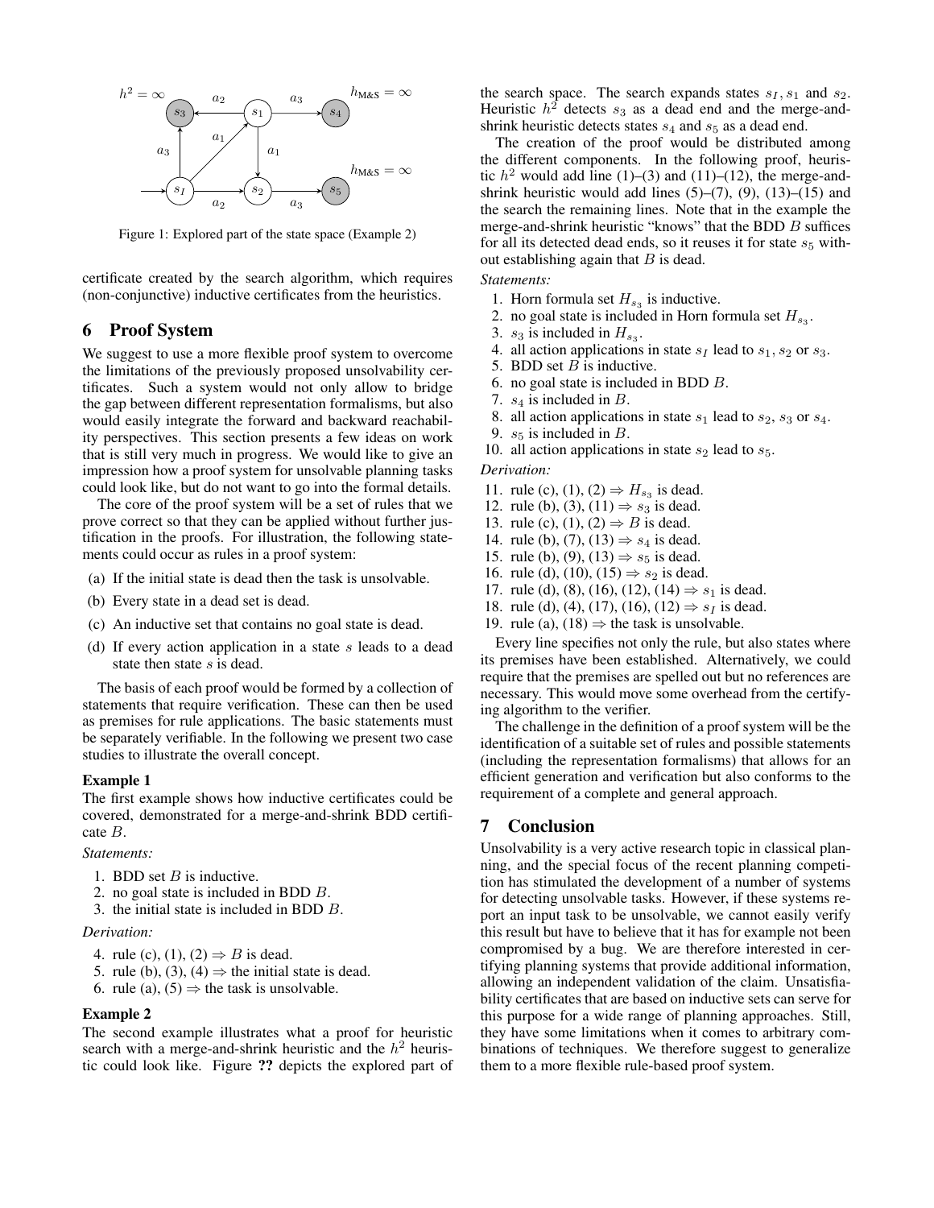Figure 1: Explored part of the state space (Example 2)

certificate created by the search algorithm, which requires (non-conjunctive) inductive certificates from the heuristics.

## 6 Proof System

We suggest to use a more flexible proof system to overcome the limitations of the previously proposed unsolvability certificates. Such a system would not only allow to bridge the gap between different representation formalisms, but also would easily integrate the forward and backward reachability perspectives. This section presents a few ideas on work that is still very much in progress. We would like to give an impression how a proof system for unsolvable planning tasks could look like, but do not want to go into the formal details.

The core of the proof system will be a set of rules that we prove correct so that they can be applied without further justification in the proofs. For illustration, the following statements could occur as rules in a proof system:

(a) If the initial state is dead then the task is unsolvable.
(b) Every state in a dead set is dead.
(c) An inductive set that contains no goal state is dead.
(d) If every action application in a state $s$ leads to a dead state then state $s$ is dead.

The basis of each proof would be formed by a collection of statements that require verification. These can then be used as premises for rule applications. The basic statements must be separately verifiable. In the following we present two case studies to illustrate the overall concept.

**Example 1**

The first example shows how inductive certificates could be covered, demonstrated for a merge-and-shrink BDD certificate $B$.

*Statements:*

1. BDD set $B$ is inductive.
2. no goal state is included in BDD $B$.
3. the initial state is included in BDD $B$.

*Derivation:*

4. rule (c), (1), (2) $\Rightarrow$ $B$ is dead.
5. rule (b), (3), (4) $\Rightarrow$ the initial state is dead.
6. rule (a), (5) $\Rightarrow$ the task is unsolvable.

**Example 2**

The second example illustrates what a proof for heuristic search with a merge-and-shrink heuristic and the $h^2$ heuristic could look like. Figure ?? depicts the explored part of the search space. The search expands states $s_I, s_1$ and $s_2$. Heuristic $h^2$ detects $s_3$ as a dead end and the merge-and-shrink heuristic detects states $s_4$ and $s_5$ as a dead end.

The creation of the proof would be distributed among the different components. In the following proof, heuristic $h^2$ would add line (1)–(3) and (11)–(12), the merge-and-shrink heuristic would add lines (5)–(7), (9), (13)–(15) and the search the remaining lines. Note that in the example the merge-and-shrink heuristic "knows" that the BDD $B$ suffices for all its detected dead ends, so it reuses it for state $s_5$ without establishing again that $B$ is dead.

*Statements:*

1. Horn formula set $H_{s_3}$ is inductive.
2. no goal state is included in Horn formula set $H_{s_3}$.
3. $s_3$ is included in $H_{s_3}$.
4. all action applications in state $s_I$ lead to $s_1, s_2$ or $s_3$.
5. BDD set $B$ is inductive.
6. no goal state is included in BDD $B$.
7. $s_4$ is included in $B$.
8. all action applications in state $s_1$ lead to $s_2$, $s_3$ or $s_4$.
9. $s_5$ is included in $B$.
10. all action applications in state $s_2$ lead to $s_5$.

*Derivation:*

11. rule (c), (1), (2) $\Rightarrow$ $H_{s_3}$ is dead.
12. rule (b), (3), (11) $\Rightarrow$ $s_3$ is dead.
13. rule (c), (1), (2) $\Rightarrow$ $B$ is dead.
14. rule (b), (7), (13) $\Rightarrow$ $s_4$ is dead.
15. rule (b), (9), (13) $\Rightarrow$ $s_5$ is dead.
16. rule (d), (10), (15) $\Rightarrow$ $s_2$ is dead.
17. rule (d), (8), (16), (12), (14) $\Rightarrow$ $s_1$ is dead.
18. rule (d), (4), (17), (16), (12) $\Rightarrow$ $s_I$ is dead.
19. rule (a), (18) $\Rightarrow$ the task is unsolvable.

Every line specifies not only the rule, but also states where its premises have been established. Alternatively, we could require that the premises are spelled out but no references are necessary. This would move some overhead from the certifying algorithm to the verifier.

The challenge in the definition of a proof system will be the identification of a suitable set of rules and possible statements (including the representation formalisms) that allows for an efficient generation and verification but also conforms to the requirement of a complete and general approach.

## 7 Conclusion

Unsolvability is a very active research topic in classical planning, and the special focus of the recent planning competition has stimulated the development of a number of systems for detecting unsolvable tasks. However, if these systems report an input task to be unsolvable, we cannot easily verify this result but have to believe that it has for example not been compromised by a bug. We are therefore interested in certifying planning systems that provide additional information, allowing an independent validation of the claim. Unsatisfiability certificates that are based on inductive sets can serve for this purpose for a wide range of planning approaches. Still, they have some limitations when it comes to arbitrary combinations of techniques. We therefore suggest to generalize them to a more flexible rule-based proof system.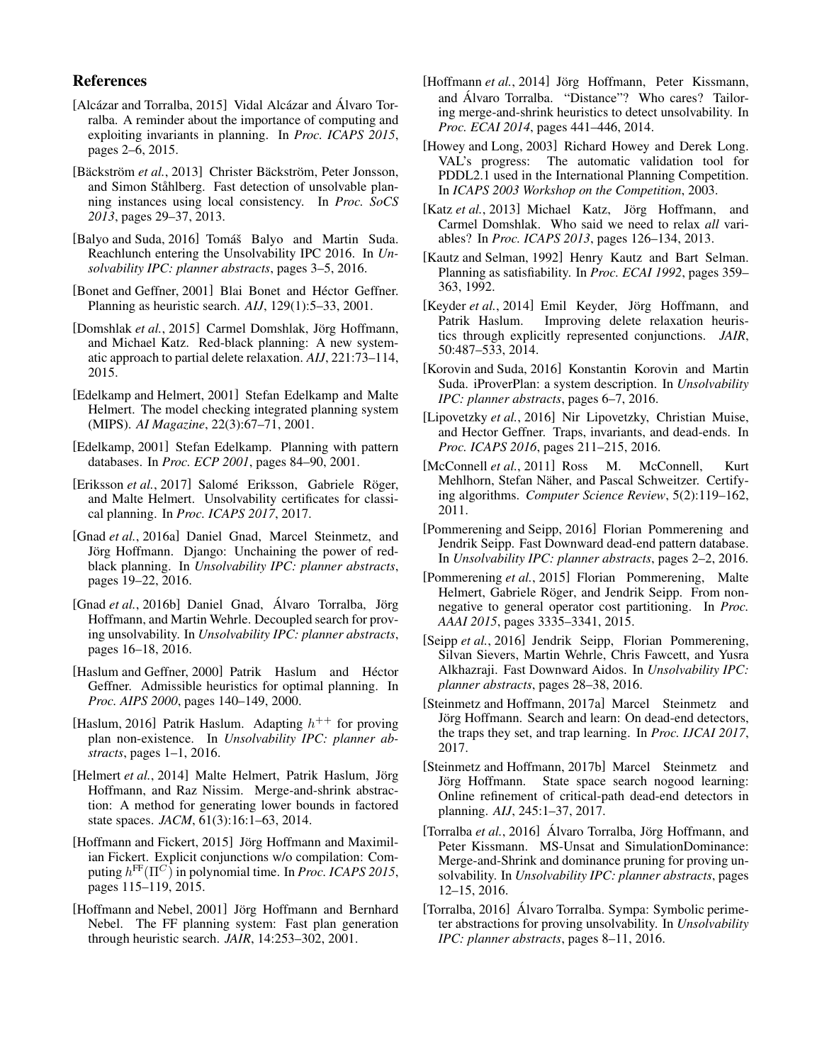## References

[Alcázar and Torralba, 2015] Vidal Alcázar and Álvaro Torralba. A reminder about the importance of computing and exploiting invariants in planning. In *Proc. ICAPS 2015*, pages 2–6, 2015.

[Bäckström *et al.*, 2013] Christer Bäckström, Peter Jonsson, and Simon Ståhlberg. Fast detection of unsolvable planning instances using local consistency. In *Proc. SoCS 2013*, pages 29–37, 2013.

[Balyo and Suda, 2016] Tomáš Balyo and Martin Suda. Reachlunch entering the Unsolvability IPC 2016. In *Unsolvability IPC: planner abstracts*, pages 3–5, 2016.

[Bonet and Geffner, 2001] Blai Bonet and Héctor Geffner. Planning as heuristic search. *AIJ*, 129(1):5–33, 2001.

[Domshlak *et al.*, 2015] Carmel Domshlak, Jörg Hoffmann, and Michael Katz. Red-black planning: A new systematic approach to partial delete relaxation. *AIJ*, 221:73–114, 2015.

[Edelkamp and Helmert, 2001] Stefan Edelkamp and Malte Helmert. The model checking integrated planning system (MIPS). *AI Magazine*, 22(3):67–71, 2001.

[Edelkamp, 2001] Stefan Edelkamp. Planning with pattern databases. In *Proc. ECP 2001*, pages 84–90, 2001.

[Eriksson *et al.*, 2017] Salomé Eriksson, Gabriele Röger, and Malte Helmert. Unsolvability certificates for classical planning. In *Proc. ICAPS 2017*, 2017.

[Gnad *et al.*, 2016a] Daniel Gnad, Marcel Steinmetz, and Jörg Hoffmann. Django: Unchaining the power of red-black planning. In *Unsolvability IPC: planner abstracts*, pages 19–22, 2016.

[Gnad *et al.*, 2016b] Daniel Gnad, Álvaro Torralba, Jörg Hoffmann, and Martin Wehrle. Decoupled search for proving unsolvability. In *Unsolvability IPC: planner abstracts*, pages 16–18, 2016.

[Haslum and Geffner, 2000] Patrik Haslum and Héctor Geffner. Admissible heuristics for optimal planning. In *Proc. AIPS 2000*, pages 140–149, 2000.

[Haslum, 2016] Patrik Haslum. Adapting $h^{++}$ for proving plan non-existence. In *Unsolvability IPC: planner abstracts*, pages 1–1, 2016.

[Helmert *et al.*, 2014] Malte Helmert, Patrik Haslum, Jörg Hoffmann, and Raz Nissim. Merge-and-shrink abstraction: A method for generating lower bounds in factored state spaces. *JACM*, 61(3):16:1–63, 2014.

[Hoffmann and Fickert, 2015] Jörg Hoffmann and Maximilian Fickert. Explicit conjunctions w/o compilation: Computing $h^{\mathrm{FF}}(\Pi^C)$ in polynomial time. In *Proc. ICAPS 2015*, pages 115–119, 2015.

[Hoffmann and Nebel, 2001] Jörg Hoffmann and Bernhard Nebel. The FF planning system: Fast plan generation through heuristic search. *JAIR*, 14:253–302, 2001.

[Hoffmann *et al.*, 2014] Jörg Hoffmann, Peter Kissmann, and Álvaro Torralba. "Distance"? Who cares? Tailoring merge-and-shrink heuristics to detect unsolvability. In *Proc. ECAI 2014*, pages 441–446, 2014.

[Howey and Long, 2003] Richard Howey and Derek Long. VAL's progress: The automatic validation tool for PDDL2.1 used in the International Planning Competition. In *ICAPS 2003 Workshop on the Competition*, 2003.

[Katz *et al.*, 2013] Michael Katz, Jörg Hoffmann, and Carmel Domshlak. Who said we need to relax *all* variables? In *Proc. ICAPS 2013*, pages 126–134, 2013.

[Kautz and Selman, 1992] Henry Kautz and Bart Selman. Planning as satisfiability. In *Proc. ECAI 1992*, pages 359–363, 1992.

[Keyder *et al.*, 2014] Emil Keyder, Jörg Hoffmann, and Patrik Haslum. Improving delete relaxation heuristics through explicitly represented conjunctions. *JAIR*, 50:487–533, 2014.

[Korovin and Suda, 2016] Konstantin Korovin and Martin Suda. iProverPlan: a system description. In *Unsolvability IPC: planner abstracts*, pages 6–7, 2016.

[Lipovetzky *et al.*, 2016] Nir Lipovetzky, Christian Muise, and Hector Geffner. Traps, invariants, and dead-ends. In *Proc. ICAPS 2016*, pages 211–215, 2016.

[McConnell *et al.*, 2011] Ross M. McConnell, Kurt Mehlhorn, Stefan Näher, and Pascal Schweitzer. Certifying algorithms. *Computer Science Review*, 5(2):119–162, 2011.

[Pommerening and Seipp, 2016] Florian Pommerening and Jendrik Seipp. Fast Downward dead-end pattern database. In *Unsolvability IPC: planner abstracts*, pages 2–2, 2016.

[Pommerening *et al.*, 2015] Florian Pommerening, Malte Helmert, Gabriele Röger, and Jendrik Seipp. From non-negative to general operator cost partitioning. In *Proc. AAAI 2015*, pages 3335–3341, 2015.

[Seipp *et al.*, 2016] Jendrik Seipp, Florian Pommerening, Silvan Sievers, Martin Wehrle, Chris Fawcett, and Yusra Alkhazraji. Fast Downward Aidos. In *Unsolvability IPC: planner abstracts*, pages 28–38, 2016.

[Steinmetz and Hoffmann, 2017a] Marcel Steinmetz and Jörg Hoffmann. Search and learn: On dead-end detectors, the traps they set, and trap learning. In *Proc. IJCAI 2017*, 2017.

[Steinmetz and Hoffmann, 2017b] Marcel Steinmetz and Jörg Hoffmann. State space search nogood learning: Online refinement of critical-path dead-end detectors in planning. *AIJ*, 245:1–37, 2017.

[Torralba *et al.*, 2016] Álvaro Torralba, Jörg Hoffmann, and Peter Kissmann. MS-Unsat and SimulationDominance: Merge-and-Shrink and dominance pruning for proving unsolvability. In *Unsolvability IPC: planner abstracts*, pages 12–15, 2016.

[Torralba, 2016] Álvaro Torralba. Sympa: Symbolic perimeter abstractions for proving unsolvability. In *Unsolvability IPC: planner abstracts*, pages 8–11, 2016.